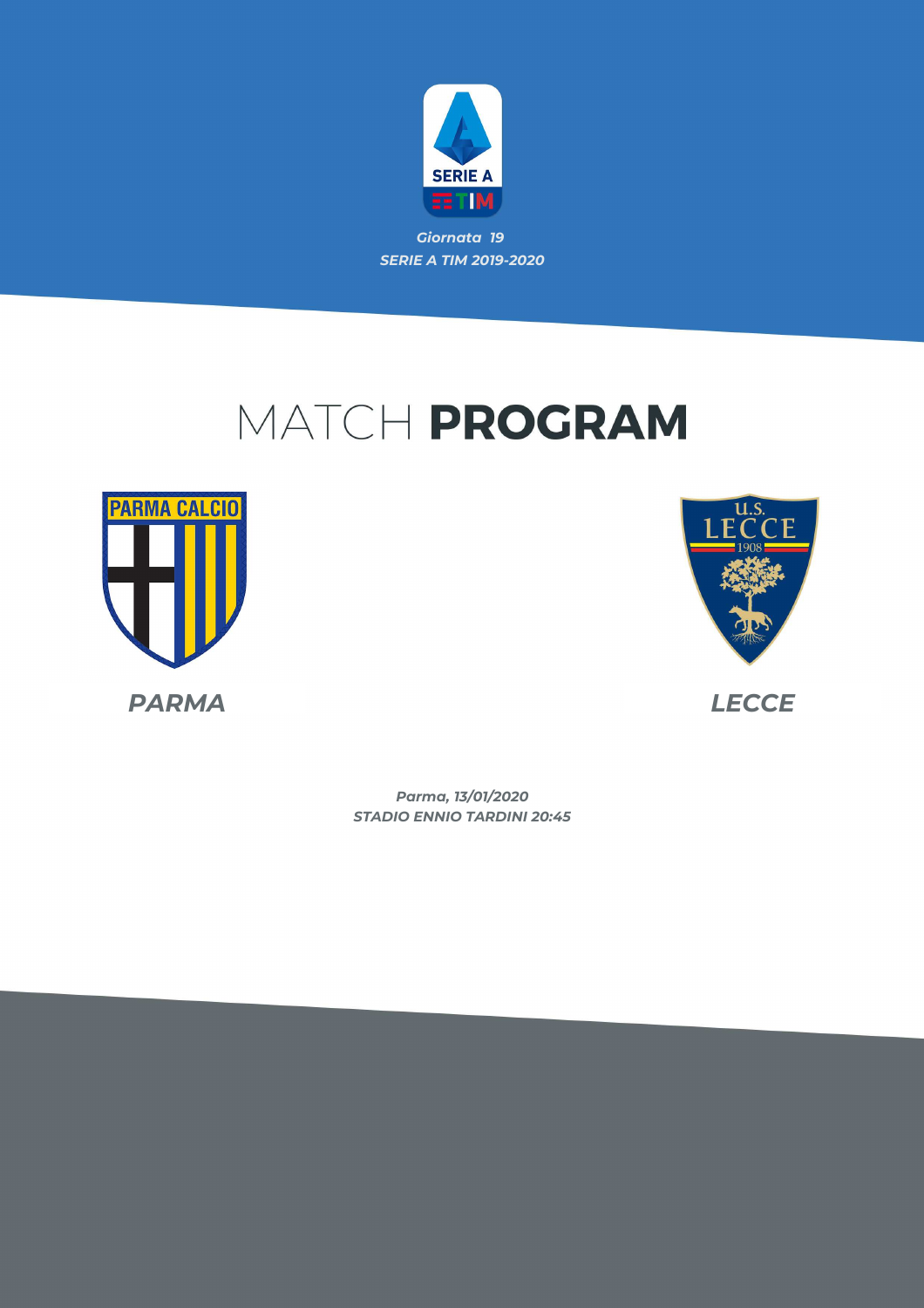*Giornata 19*
*SERIE A TIM 2019-2020*

# MATCH **PROGRAM**

***PARMA***

***LECCE***

*Parma, 13/01/2020*
*STADIO ENNIO TARDINI 20:45*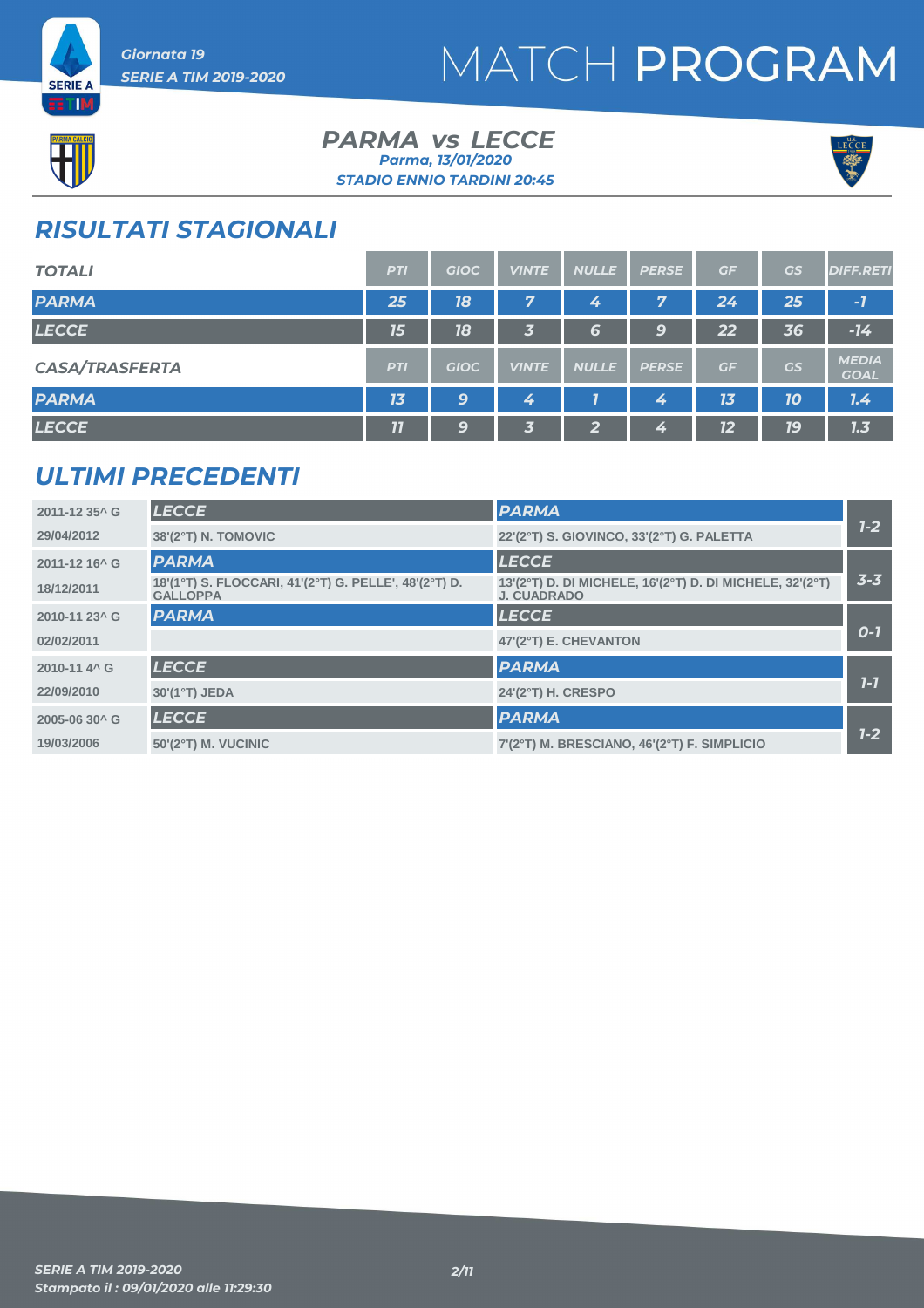Giornata 19
SERIE A TIM 2019-2020

# MATCH PROGRAM

## PARMA vs LECCE

Parma, 13/01/2020
STADIO ENNIO TARDINI 20:45

## RISULTATI STAGIONALI

| TOTALI | PTI | GIOC | VINTE | NULLE | PERSE | GF | GS | DIFF.RETI |
|---|---|---|---|---|---|---|---|---|
| PARMA | 25 | 18 | 7 | 4 | 7 | 24 | 25 | -1 |
| LECCE | 15 | 18 | 3 | 6 | 9 | 22 | 36 | -14 |

| CASA/TRASFERTA | PTI | GIOC | VINTE | NULLE | PERSE | GF | GS | MEDIA GOAL |
|---|---|---|---|---|---|---|---|---|
| PARMA | 13 | 9 | 4 | 1 | 4 | 13 | 10 | 1.4 |
| LECCE | 11 | 9 | 3 | 2 | 4 | 12 | 19 | 1.3 |

## ULTIMI PRECEDENTI

| Stagione / Data | Casa | Trasferta | Risultato |
|---|---|---|---|
| 2011-12 35^ G | LECCE | PARMA | 1-2 |
| 29/04/2012 | 38'(2°T) N. TOMOVIC | 22'(2°T) S. GIOVINCO, 33'(2°T) G. PALETTA | |
| 2011-12 16^ G | PARMA | LECCE | 3-3 |
| 18/12/2011 | 18'(1°T) S. FLOCCARI, 41'(2°T) G. PELLE', 48'(2°T) D. GALLOPPA | 13'(2°T) D. DI MICHELE, 16'(2°T) D. DI MICHELE, 32'(2°T) J. CUADRADO | |
| 2010-11 23^ G | PARMA | LECCE | 0-1 |
| 02/02/2011 | | 47'(2°T) E. CHEVANTON | |
| 2010-11 4^ G | LECCE | PARMA | 1-1 |
| 22/09/2010 | 30'(1°T) JEDA | 24'(2°T) H. CRESPO | |
| 2005-06 30^ G | LECCE | PARMA | 1-2 |
| 19/03/2006 | 50'(2°T) M. VUCINIC | 7'(2°T) M. BRESCIANO, 46'(2°T) F. SIMPLICIO | |

SERIE A TIM 2019-2020
Stampato il : 09/01/2020 alle 11:29:30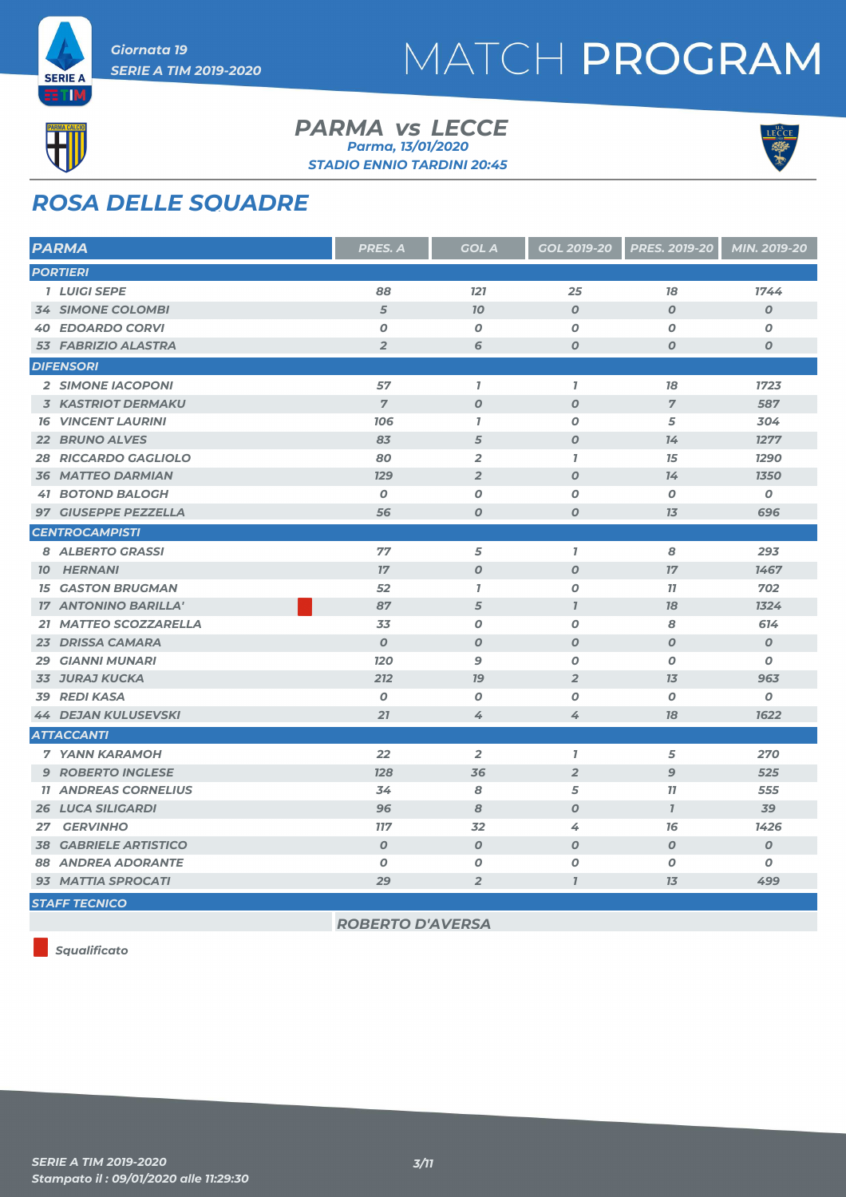Giornata 19

SERIE A TIM 2019-2020

# MATCH PROGRAM

## PARMA vs LECCE

Parma, 13/01/2020

STADIO ENNIO TARDINI 20:45

## ROSA DELLE SQUADRE

| PARMA | PRES. A | GOL A | GOL 2019-20 | PRES. 2019-20 | MIN. 2019-20 |
|---|---|---|---|---|---|
| **PORTIERI** | | | | | |
| 1 LUIGI SEPE | 88 | 121 | 25 | 18 | 1744 |
| 34 SIMONE COLOMBI | 5 | 10 | 0 | 0 | 0 |
| 40 EDOARDO CORVI | 0 | 0 | 0 | 0 | 0 |
| 53 FABRIZIO ALASTRA | 2 | 6 | 0 | 0 | 0 |
| **DIFENSORI** | | | | | |
| 2 SIMONE IACOPONI | 57 | 1 | 1 | 18 | 1723 |
| 3 KASTRIOT DERMAKU | 7 | 0 | 0 | 7 | 587 |
| 16 VINCENT LAURINI | 106 | 1 | 0 | 5 | 304 |
| 22 BRUNO ALVES | 83 | 5 | 0 | 14 | 1277 |
| 28 RICCARDO GAGLIOLO | 80 | 2 | 1 | 15 | 1290 |
| 36 MATTEO DARMIAN | 129 | 2 | 0 | 14 | 1350 |
| 41 BOTOND BALOGH | 0 | 0 | 0 | 0 | 0 |
| 97 GIUSEPPE PEZZELLA | 56 | 0 | 0 | 13 | 696 |
| **CENTROCAMPISTI** | | | | | |
| 8 ALBERTO GRASSI | 77 | 5 | 1 | 8 | 293 |
| 10 HERNANI | 17 | 0 | 0 | 17 | 1467 |
| 15 GASTON BRUGMAN | 52 | 1 | 0 | 11 | 702 |
| 17 ANTONINO BARILLA' (Squalificato) | 87 | 5 | 1 | 18 | 1324 |
| 21 MATTEO SCOZZARELLA | 33 | 0 | 0 | 8 | 614 |
| 23 DRISSA CAMARA | 0 | 0 | 0 | 0 | 0 |
| 29 GIANNI MUNARI | 120 | 9 | 0 | 0 | 0 |
| 33 JURAJ KUCKA | 212 | 19 | 2 | 13 | 963 |
| 39 REDI KASA | 0 | 0 | 0 | 0 | 0 |
| 44 DEJAN KULUSEVSKI | 21 | 4 | 4 | 18 | 1622 |
| **ATTACCANTI** | | | | | |
| 7 YANN KARAMOH | 22 | 2 | 1 | 5 | 270 |
| 9 ROBERTO INGLESE | 128 | 36 | 2 | 9 | 525 |
| 11 ANDREAS CORNELIUS | 34 | 8 | 5 | 11 | 555 |
| 26 LUCA SILIGARDI | 96 | 8 | 0 | 1 | 39 |
| 27 GERVINHO | 117 | 32 | 4 | 16 | 1426 |
| 38 GABRIELE ARTISTICO | 0 | 0 | 0 | 0 | 0 |
| 88 ANDREA ADORANTE | 0 | 0 | 0 | 0 | 0 |
| 93 MATTIA SPROCATI | 29 | 2 | 1 | 13 | 499 |
| **STAFF TECNICO** | | | | | |
| | ROBERTO D'AVERSA | | | | |

Squalificato

SERIE A TIM 2019-2020

Stampato il : 09/01/2020 alle 11:29:30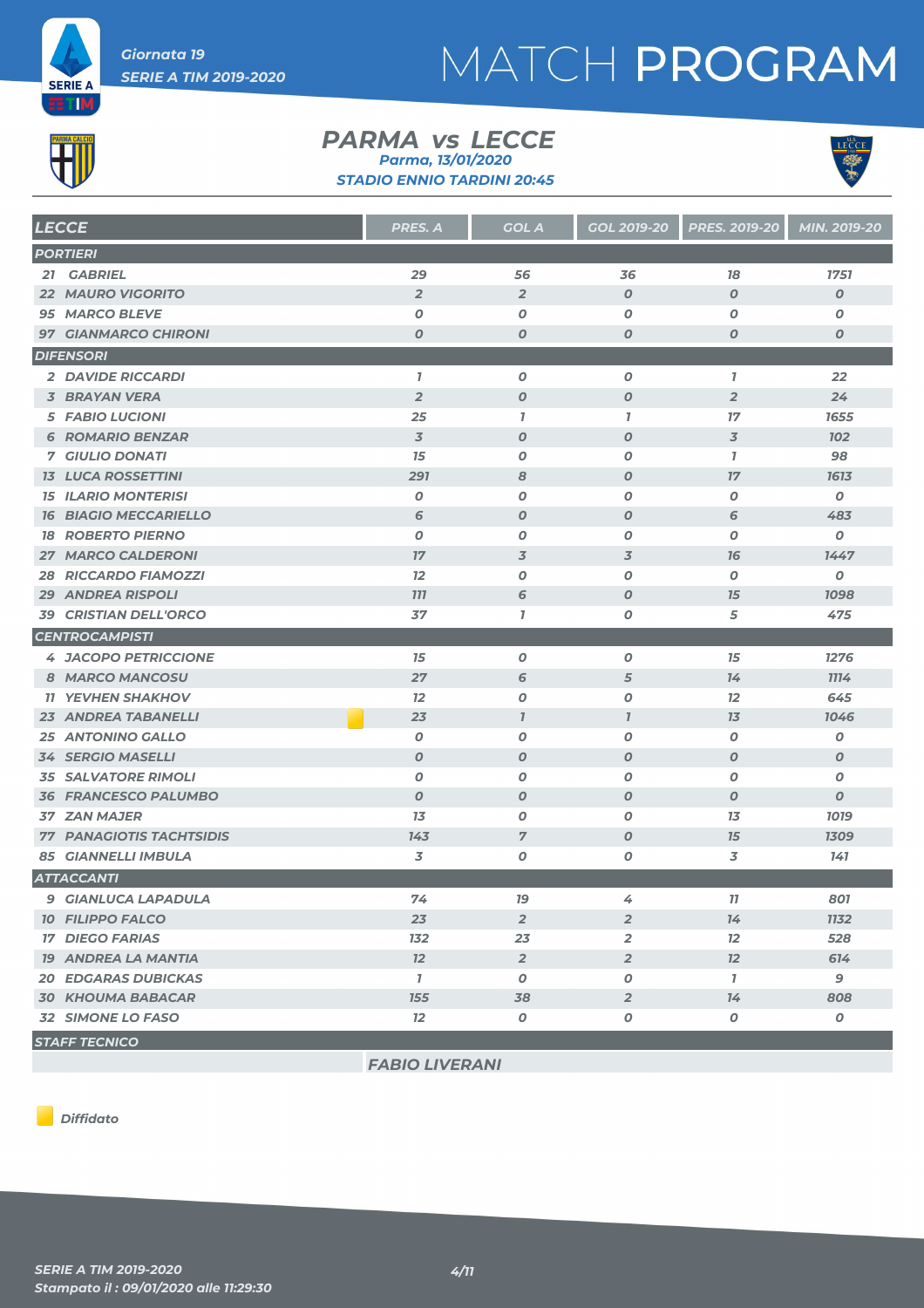Giornata 19

SERIE A TIM 2019-2020

# MATCH PROGRAM

## PARMA vs LECCE

Parma, 13/01/2020

STADIO ENNIO TARDINI 20:45

| LECCE | PRES. A | GOL A | GOL 2019-20 | PRES. 2019-20 | MIN. 2019-20 |
|---|---|---|---|---|---|
| **PORTIERI** | | | | | |
| 21 GABRIEL | 29 | 56 | 36 | 18 | 1751 |
| 22 MAURO VIGORITO | 2 | 2 | 0 | 0 | 0 |
| 95 MARCO BLEVE | 0 | 0 | 0 | 0 | 0 |
| 97 GIANMARCO CHIRONI | 0 | 0 | 0 | 0 | 0 |
| **DIFENSORI** | | | | | |
| 2 DAVIDE RICCARDI | 1 | 0 | 0 | 1 | 22 |
| 3 BRAYAN VERA | 2 | 0 | 0 | 2 | 24 |
| 5 FABIO LUCIONI | 25 | 1 | 1 | 17 | 1655 |
| 6 ROMARIO BENZAR | 3 | 0 | 0 | 3 | 102 |
| 7 GIULIO DONATI | 15 | 0 | 0 | 1 | 98 |
| 13 LUCA ROSSETTINI | 291 | 8 | 0 | 17 | 1613 |
| 15 ILARIO MONTERISI | 0 | 0 | 0 | 0 | 0 |
| 16 BIAGIO MECCARIELLO | 6 | 0 | 0 | 6 | 483 |
| 18 ROBERTO PIERNO | 0 | 0 | 0 | 0 | 0 |
| 27 MARCO CALDERONI | 17 | 3 | 3 | 16 | 1447 |
| 28 RICCARDO FIAMOZZI | 12 | 0 | 0 | 0 | 0 |
| 29 ANDREA RISPOLI | 111 | 6 | 0 | 15 | 1098 |
| 39 CRISTIAN DELL'ORCO | 37 | 1 | 0 | 5 | 475 |
| **CENTROCAMPISTI** | | | | | |
| 4 JACOPO PETRICCIONE | 15 | 0 | 0 | 15 | 1276 |
| 8 MARCO MANCOSU | 27 | 6 | 5 | 14 | 1114 |
| 11 YEVHEN SHAKHOV | 12 | 0 | 0 | 12 | 645 |
| 23 ANDREA TABANELLI (Diffidato) | 23 | 1 | 1 | 13 | 1046 |
| 25 ANTONINO GALLO | 0 | 0 | 0 | 0 | 0 |
| 34 SERGIO MASELLI | 0 | 0 | 0 | 0 | 0 |
| 35 SALVATORE RIMOLI | 0 | 0 | 0 | 0 | 0 |
| 36 FRANCESCO PALUMBO | 0 | 0 | 0 | 0 | 0 |
| 37 ZAN MAJER | 13 | 0 | 0 | 13 | 1019 |
| 77 PANAGIOTIS TACHTSIDIS | 143 | 7 | 0 | 15 | 1309 |
| 85 GIANNELLI IMBULA | 3 | 0 | 0 | 3 | 141 |
| **ATTACCANTI** | | | | | |
| 9 GIANLUCA LAPADULA | 74 | 19 | 4 | 11 | 801 |
| 10 FILIPPO FALCO | 23 | 2 | 2 | 14 | 1132 |
| 17 DIEGO FARIAS | 132 | 23 | 2 | 12 | 528 |
| 19 ANDREA LA MANTIA | 12 | 2 | 2 | 12 | 614 |
| 20 EDGARAS DUBICKAS | 1 | 0 | 0 | 1 | 9 |
| 30 KHOUMA BABACAR | 155 | 38 | 2 | 14 | 808 |
| 32 SIMONE LO FASO | 12 | 0 | 0 | 0 | 0 |
| **STAFF TECNICO** | | | | | |
| | FABIO LIVERANI | | | | |

Diffidato

SERIE A TIM 2019-2020

Stampato il : 09/01/2020 alle 11:29:30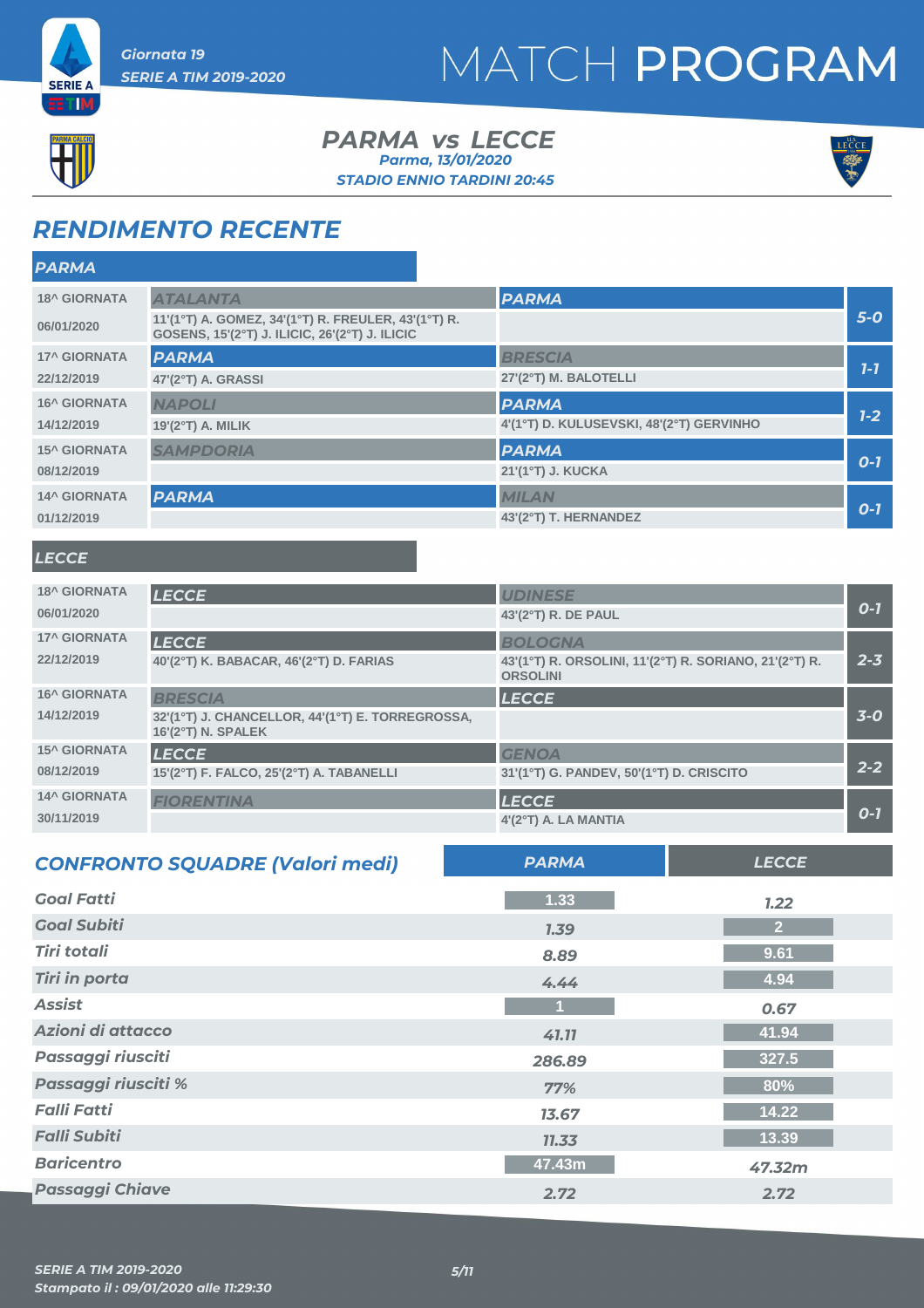Giornata 19
SERIE A TIM 2019-2020

# MATCH PROGRAM

## PARMA vs LECCE

Parma, 13/01/2020
STADIO ENNIO TARDINI 20:45

## RENDIMENTO RECENTE

### PARMA

| Giornata | Casa | Trasferta | Risultato |
|---|---|---|---|
| 18^ GIORNATA 06/01/2020 | ATALANTA<br>11'(1°T) A. GOMEZ, 34'(1°T) R. FREULER, 43'(1°T) R. GOSENS, 15'(2°T) J. ILICIC, 26'(2°T) J. ILICIC | PARMA | 5-0 |
| 17^ GIORNATA 22/12/2019 | PARMA<br>47'(2°T) A. GRASSI | BRESCIA<br>27'(2°T) M. BALOTELLI | 1-1 |
| 16^ GIORNATA 14/12/2019 | NAPOLI<br>19'(2°T) A. MILIK | PARMA<br>4'(1°T) D. KULUSEVSKI, 48'(2°T) GERVINHO | 1-2 |
| 15^ GIORNATA 08/12/2019 | SAMPDORIA | PARMA<br>21'(1°T) J. KUCKA | 0-1 |
| 14^ GIORNATA 01/12/2019 | PARMA | MILAN<br>43'(2°T) T. HERNANDEZ | 0-1 |

### LECCE

| Giornata | Casa | Trasferta | Risultato |
|---|---|---|---|
| 18^ GIORNATA 06/01/2020 | LECCE | UDINESE<br>43'(2°T) R. DE PAUL | 0-1 |
| 17^ GIORNATA 22/12/2019 | LECCE<br>40'(2°T) K. BABACAR, 46'(2°T) D. FARIAS | BOLOGNA<br>43'(1°T) R. ORSOLINI, 11'(2°T) R. SORIANO, 21'(2°T) R. ORSOLINI | 2-3 |
| 16^ GIORNATA 14/12/2019 | BRESCIA<br>32'(1°T) J. CHANCELLOR, 44'(1°T) E. TORREGROSSA, 16'(2°T) N. SPALEK | LECCE | 3-0 |
| 15^ GIORNATA 08/12/2019 | LECCE<br>15'(2°T) F. FALCO, 25'(2°T) A. TABANELLI | GENOA<br>31'(1°T) G. PANDEV, 50'(1°T) D. CRISCITO | 2-2 |
| 14^ GIORNATA 30/11/2019 | FIORENTINA | LECCE<br>4'(2°T) A. LA MANTIA | 0-1 |

## CONFRONTO SQUADRE (Valori medi)

| | PARMA | LECCE |
|---|---|---|
| Goal Fatti | 1.33 | 1.22 |
| Goal Subiti | 1.39 | 2 |
| Tiri totali | 8.89 | 9.61 |
| Tiri in porta | 4.44 | 4.94 |
| Assist | 1 | 0.67 |
| Azioni di attacco | 41.11 | 41.94 |
| Passaggi riusciti | 286.89 | 327.5 |
| Passaggi riusciti % | 77% | 80% |
| Falli Fatti | 13.67 | 14.22 |
| Falli Subiti | 11.33 | 13.39 |
| Baricentro | 47.43m | 47.32m |
| Passaggi Chiave | 2.72 | 2.72 |

SERIE A TIM 2019-2020
Stampato il : 09/01/2020 alle 11:29:30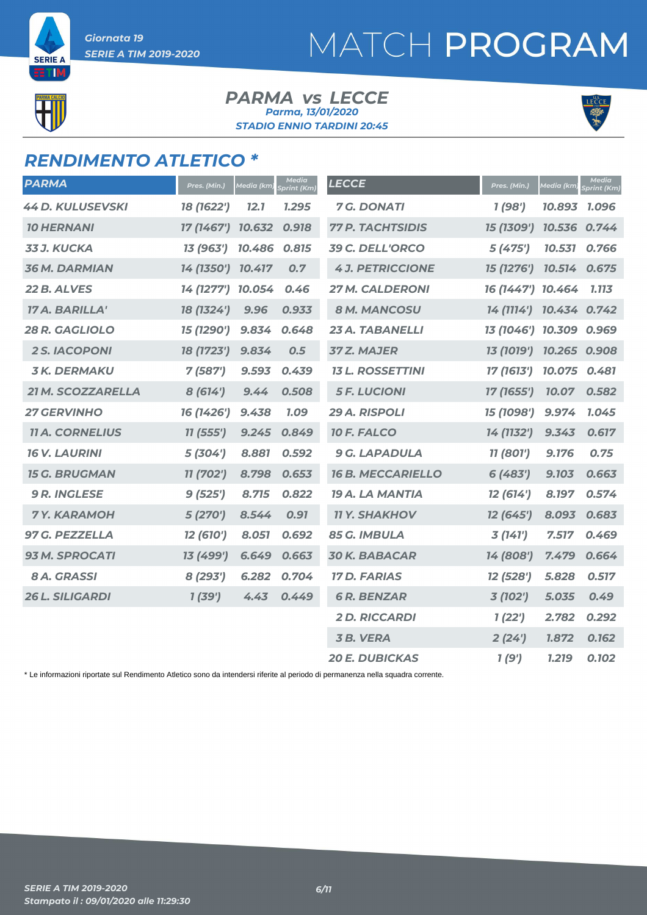Giornata 19
SERIE A TIM 2019-2020

# MATCH PROGRAM

**PARMA vs LECCE**
*Parma, 13/01/2020*
*STADIO ENNIO TARDINI 20:45*

## RENDIMENTO ATLETICO *

| PARMA | Pres. (Min.) | Media (km) | Media Sprint (Km) |
|---|---|---|---|
| 44 D. KULUSEVSKI | 18 (1622') | 12.1 | 1.295 |
| 10 HERNANI | 17 (1467') | 10.632 | 0.918 |
| 33 J. KUCKA | 13 (963') | 10.486 | 0.815 |
| 36 M. DARMIAN | 14 (1350') | 10.417 | 0.7 |
| 22 B. ALVES | 14 (1277') | 10.054 | 0.46 |
| 17 A. BARILLA' | 18 (1324') | 9.96 | 0.933 |
| 28 R. GAGLIOLO | 15 (1290') | 9.834 | 0.648 |
| 2 S. IACOPONI | 18 (1723') | 9.834 | 0.5 |
| 3 K. DERMAKU | 7 (587') | 9.593 | 0.439 |
| 21 M. SCOZZARELLA | 8 (614') | 9.44 | 0.508 |
| 27 GERVINHO | 16 (1426') | 9.438 | 1.09 |
| 11 A. CORNELIUS | 11 (555') | 9.245 | 0.849 |
| 16 V. LAURINI | 5 (304') | 8.881 | 0.592 |
| 15 G. BRUGMAN | 11 (702') | 8.798 | 0.653 |
| 9 R. INGLESE | 9 (525') | 8.715 | 0.822 |
| 7 Y. KARAMOH | 5 (270') | 8.544 | 0.91 |
| 97 G. PEZZELLA | 12 (610') | 8.051 | 0.692 |
| 93 M. SPROCATI | 13 (499') | 6.649 | 0.663 |
| 8 A. GRASSI | 8 (293') | 6.282 | 0.704 |
| 26 L. SILIGARDI | 1 (39') | 4.43 | 0.449 |

| LECCE | Pres. (Min.) | Media (km) | Media Sprint (Km) |
|---|---|---|---|
| 7 G. DONATI | 1 (98') | 10.893 | 1.096 |
| 77 P. TACHTSIDIS | 15 (1309') | 10.536 | 0.744 |
| 39 C. DELL'ORCO | 5 (475') | 10.531 | 0.766 |
| 4 J. PETRICCIONE | 15 (1276') | 10.514 | 0.675 |
| 27 M. CALDERONI | 16 (1447') | 10.464 | 1.113 |
| 8 M. MANCOSU | 14 (1114') | 10.434 | 0.742 |
| 23 A. TABANELLI | 13 (1046') | 10.309 | 0.969 |
| 37 Z. MAJER | 13 (1019') | 10.265 | 0.908 |
| 13 L. ROSSETTINI | 17 (1613') | 10.075 | 0.481 |
| 5 F. LUCIONI | 17 (1655') | 10.07 | 0.582 |
| 29 A. RISPOLI | 15 (1098') | 9.974 | 1.045 |
| 10 F. FALCO | 14 (1132') | 9.343 | 0.617 |
| 9 G. LAPADULA | 11 (801') | 9.176 | 0.75 |
| 16 B. MECCARIELLO | 6 (483') | 9.103 | 0.663 |
| 19 A. LA MANTIA | 12 (614') | 8.197 | 0.574 |
| 11 Y. SHAKHOV | 12 (645') | 8.093 | 0.683 |
| 85 G. IMBULA | 3 (141') | 7.517 | 0.469 |
| 30 K. BABACAR | 14 (808') | 7.479 | 0.664 |
| 17 D. FARIAS | 12 (528') | 5.828 | 0.517 |
| 6 R. BENZAR | 3 (102') | 5.035 | 0.49 |
| 2 D. RICCARDI | 1 (22') | 2.782 | 0.292 |
| 3 B. VERA | 2 (24') | 1.872 | 0.162 |
| 20 E. DUBICKAS | 1 (9') | 1.219 | 0.102 |

* Le informazioni riportate sul Rendimento Atletico sono da intendersi riferite al periodo di permanenza nella squadra corrente.

SERIE A TIM 2019-2020
Stampato il : 09/01/2020 alle 11:29:30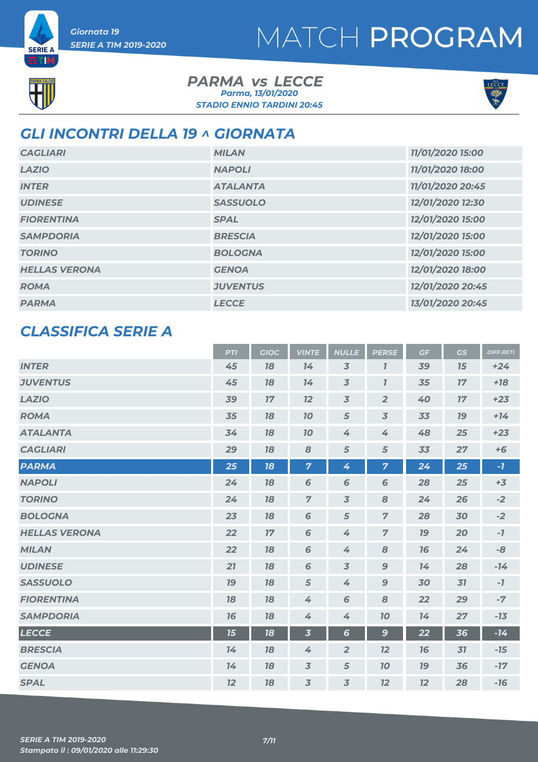Giornata 19

SERIE A TIM 2019-2020

# MATCH PROGRAM

## PARMA vs LECCE

Parma, 13/01/2020

STADIO ENNIO TARDINI 20:45

## GLI INCONTRI DELLA 19 ^ GIORNATA

| | | |
|---|---|---|
| CAGLIARI | MILAN | 11/01/2020 15:00 |
| LAZIO | NAPOLI | 11/01/2020 18:00 |
| INTER | ATALANTA | 11/01/2020 20:45 |
| UDINESE | SASSUOLO | 12/01/2020 12:30 |
| FIORENTINA | SPAL | 12/01/2020 15:00 |
| SAMPDORIA | BRESCIA | 12/01/2020 15:00 |
| TORINO | BOLOGNA | 12/01/2020 15:00 |
| HELLAS VERONA | GENOA | 12/01/2020 18:00 |
| ROMA | JUVENTUS | 12/01/2020 20:45 |
| PARMA | LECCE | 13/01/2020 20:45 |

## CLASSIFICA SERIE A

| | PTI | GIOC | VINTE | NULLE | PERSE | GF | GS | DIFF.RETI |
|---|---|---|---|---|---|---|---|---|
| INTER | 45 | 18 | 14 | 3 | 1 | 39 | 15 | +24 |
| JUVENTUS | 45 | 18 | 14 | 3 | 1 | 35 | 17 | +18 |
| LAZIO | 39 | 17 | 12 | 3 | 2 | 40 | 17 | +23 |
| ROMA | 35 | 18 | 10 | 5 | 3 | 33 | 19 | +14 |
| ATALANTA | 34 | 18 | 10 | 4 | 4 | 48 | 25 | +23 |
| CAGLIARI | 29 | 18 | 8 | 5 | 5 | 33 | 27 | +6 |
| PARMA | 25 | 18 | 7 | 4 | 7 | 24 | 25 | -1 |
| NAPOLI | 24 | 18 | 6 | 6 | 6 | 28 | 25 | +3 |
| TORINO | 24 | 18 | 7 | 3 | 8 | 24 | 26 | -2 |
| BOLOGNA | 23 | 18 | 6 | 5 | 7 | 28 | 30 | -2 |
| HELLAS VERONA | 22 | 17 | 6 | 4 | 7 | 19 | 20 | -1 |
| MILAN | 22 | 18 | 6 | 4 | 8 | 16 | 24 | -8 |
| UDINESE | 21 | 18 | 6 | 3 | 9 | 14 | 28 | -14 |
| SASSUOLO | 19 | 18 | 5 | 4 | 9 | 30 | 31 | -1 |
| FIORENTINA | 18 | 18 | 4 | 6 | 8 | 22 | 29 | -7 |
| SAMPDORIA | 16 | 18 | 4 | 4 | 10 | 14 | 27 | -13 |
| LECCE | 15 | 18 | 3 | 6 | 9 | 22 | 36 | -14 |
| BRESCIA | 14 | 18 | 4 | 2 | 12 | 16 | 31 | -15 |
| GENOA | 14 | 18 | 3 | 5 | 10 | 19 | 36 | -17 |
| SPAL | 12 | 18 | 3 | 3 | 12 | 12 | 28 | -16 |

SERIE A TIM 2019-2020

Stampato il : 09/01/2020 alle 11:29:30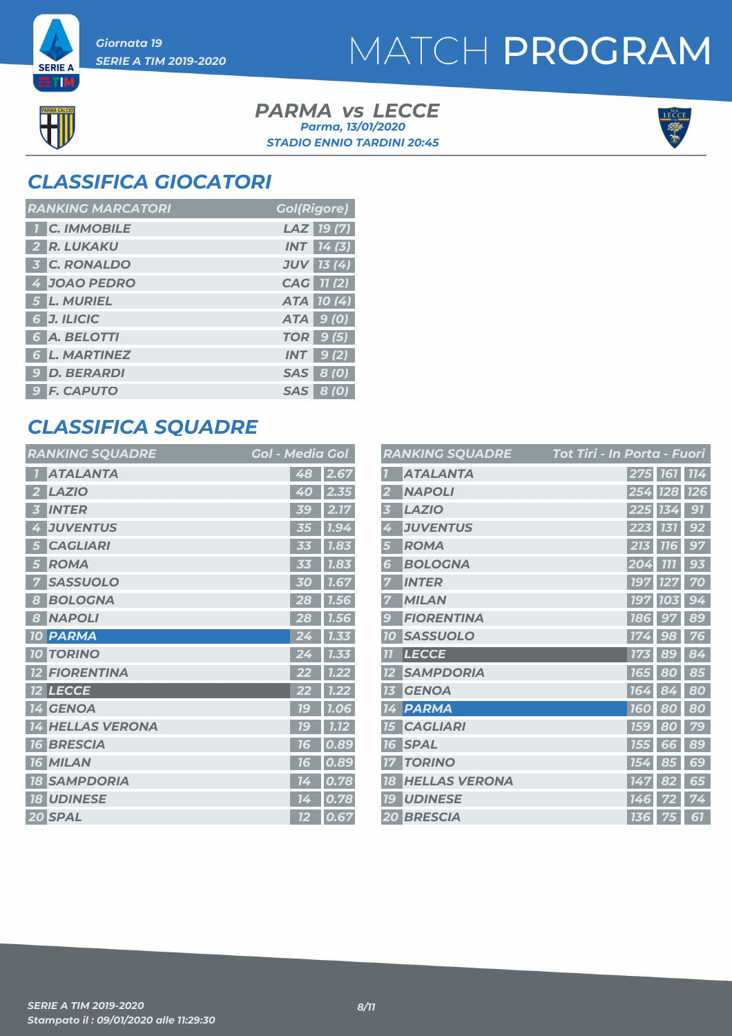Giornata 19
SERIE A TIM 2019-2020

# MATCH PROGRAM

**PARMA vs LECCE**
Parma, 13/01/2020
STADIO ENNIO TARDINI 20:45

## CLASSIFICA GIOCATORI

| RANKING MARCATORI | | | Gol(Rigore) |
|---|---|---|---|
| 1 | C. IMMOBILE | LAZ | 19 (7) |
| 2 | R. LUKAKU | INT | 14 (3) |
| 3 | C. RONALDO | JUV | 13 (4) |
| 4 | JOAO PEDRO | CAG | 11 (2) |
| 5 | L. MURIEL | ATA | 10 (4) |
| 6 | J. ILICIC | ATA | 9 (0) |
| 6 | A. BELOTTI | TOR | 9 (5) |
| 6 | L. MARTINEZ | INT | 9 (2) |
| 9 | D. BERARDI | SAS | 8 (0) |
| 9 | F. CAPUTO | SAS | 8 (0) |

## CLASSIFICA SQUADRE

| RANKING SQUADRE | | Gol | Media Gol |
|---|---|---|---|
| 1 | ATALANTA | 48 | 2.67 |
| 2 | LAZIO | 40 | 2.35 |
| 3 | INTER | 39 | 2.17 |
| 4 | JUVENTUS | 35 | 1.94 |
| 5 | CAGLIARI | 33 | 1.83 |
| 5 | ROMA | 33 | 1.83 |
| 7 | SASSUOLO | 30 | 1.67 |
| 8 | BOLOGNA | 28 | 1.56 |
| 8 | NAPOLI | 28 | 1.56 |
| 10 | PARMA | 24 | 1.33 |
| 10 | TORINO | 24 | 1.33 |
| 12 | FIORENTINA | 22 | 1.22 |
| 12 | LECCE | 22 | 1.22 |
| 14 | GENOA | 19 | 1.06 |
| 14 | HELLAS VERONA | 19 | 1.12 |
| 16 | BRESCIA | 16 | 0.89 |
| 16 | MILAN | 16 | 0.89 |
| 18 | SAMPDORIA | 14 | 0.78 |
| 18 | UDINESE | 14 | 0.78 |
| 20 | SPAL | 12 | 0.67 |

| RANKING SQUADRE | | Tot Tiri | In Porta | Fuori |
|---|---|---|---|---|
| 1 | ATALANTA | 275 | 161 | 114 |
| 2 | NAPOLI | 254 | 128 | 126 |
| 3 | LAZIO | 225 | 134 | 91 |
| 4 | JUVENTUS | 223 | 131 | 92 |
| 5 | ROMA | 213 | 116 | 97 |
| 6 | BOLOGNA | 204 | 111 | 93 |
| 7 | INTER | 197 | 127 | 70 |
| 7 | MILAN | 197 | 103 | 94 |
| 9 | FIORENTINA | 186 | 97 | 89 |
| 10 | SASSUOLO | 174 | 98 | 76 |
| 11 | LECCE | 173 | 89 | 84 |
| 12 | SAMPDORIA | 165 | 80 | 85 |
| 13 | GENOA | 164 | 84 | 80 |
| 14 | PARMA | 160 | 80 | 80 |
| 15 | CAGLIARI | 159 | 80 | 79 |
| 16 | SPAL | 155 | 66 | 89 |
| 17 | TORINO | 154 | 85 | 69 |
| 18 | HELLAS VERONA | 147 | 82 | 65 |
| 19 | UDINESE | 146 | 72 | 74 |
| 20 | BRESCIA | 136 | 75 | 61 |

Stampato il : 09/01/2020 alle 11:29:30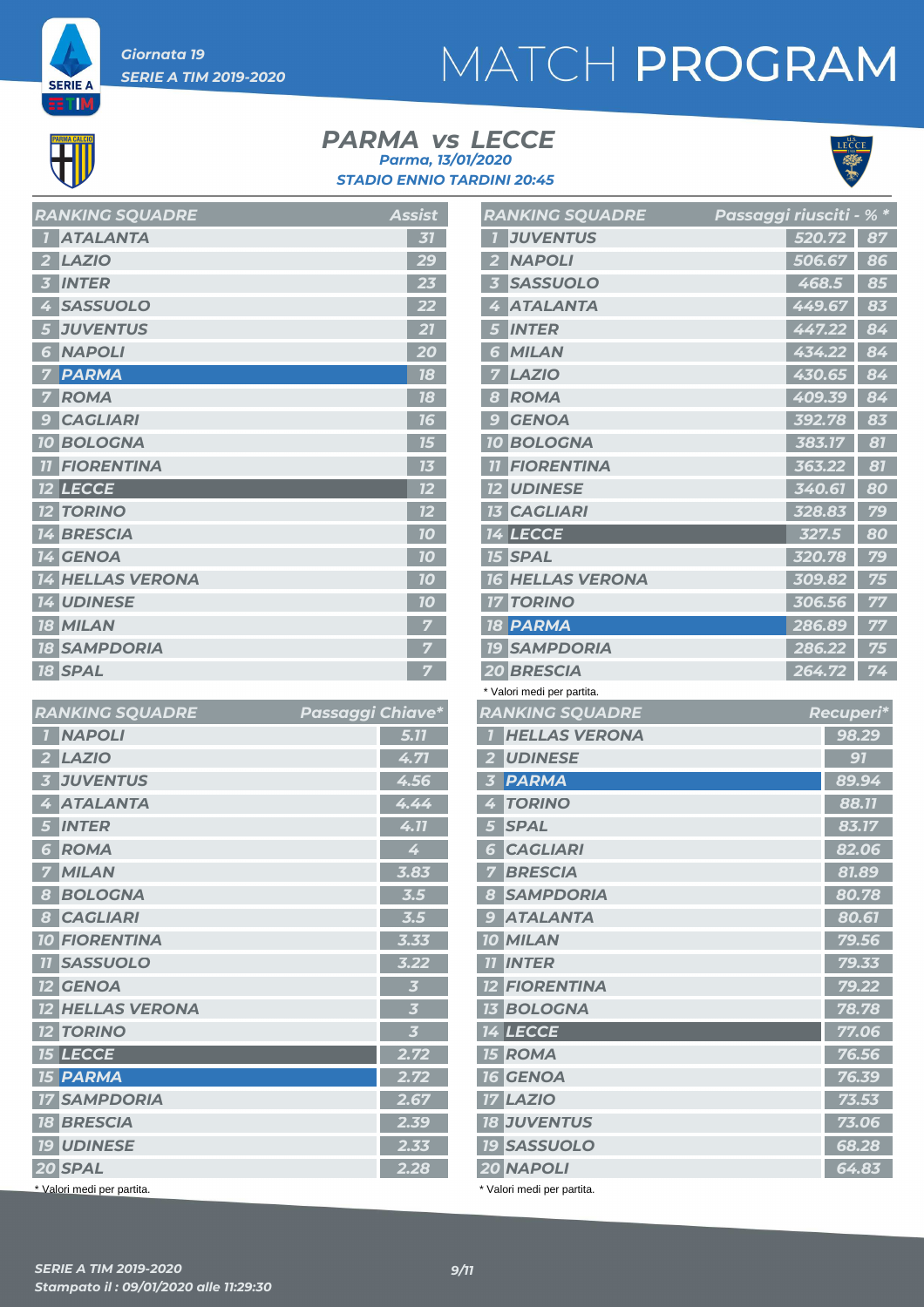Giornata 19

SERIE A TIM 2019-2020

# MATCH PROGRAM

## PARMA vs LECCE

Parma, 13/01/2020

STADIO ENNIO TARDINI 20:45

| RANKING SQUADRE | | Assist |
|---|---|---|
| 1 | ATALANTA | 31 |
| 2 | LAZIO | 29 |
| 3 | INTER | 23 |
| 4 | SASSUOLO | 22 |
| 5 | JUVENTUS | 21 |
| 6 | NAPOLI | 20 |
| 7 | PARMA | 18 |
| 7 | ROMA | 18 |
| 9 | CAGLIARI | 16 |
| 10 | BOLOGNA | 15 |
| 11 | FIORENTINA | 13 |
| 12 | LECCE | 12 |
| 12 | TORINO | 12 |
| 14 | BRESCIA | 10 |
| 14 | GENOA | 10 |
| 14 | HELLAS VERONA | 10 |
| 14 | UDINESE | 10 |
| 18 | MILAN | 7 |
| 18 | SAMPDORIA | 7 |
| 18 | SPAL | 7 |

| RANKING SQUADRE | | Passaggi riusciti* | %* |
|---|---|---|---|
| 1 | JUVENTUS | 520.72 | 87 |
| 2 | NAPOLI | 506.67 | 86 |
| 3 | SASSUOLO | 468.5 | 85 |
| 4 | ATALANTA | 449.67 | 83 |
| 5 | INTER | 447.22 | 84 |
| 6 | MILAN | 434.22 | 84 |
| 7 | LAZIO | 430.65 | 84 |
| 8 | ROMA | 409.39 | 84 |
| 9 | GENOA | 392.78 | 83 |
| 10 | BOLOGNA | 383.17 | 81 |
| 11 | FIORENTINA | 363.22 | 81 |
| 12 | UDINESE | 340.61 | 80 |
| 13 | CAGLIARI | 328.83 | 79 |
| 14 | LECCE | 327.5 | 80 |
| 15 | SPAL | 320.78 | 79 |
| 16 | HELLAS VERONA | 309.82 | 75 |
| 17 | TORINO | 306.56 | 77 |
| 18 | PARMA | 286.89 | 77 |
| 19 | SAMPDORIA | 286.22 | 75 |
| 20 | BRESCIA | 264.72 | 74 |

\* Valori medi per partita.

| RANKING SQUADRE | | Passaggi Chiave* |
|---|---|---|
| 1 | NAPOLI | 5.11 |
| 2 | LAZIO | 4.71 |
| 3 | JUVENTUS | 4.56 |
| 4 | ATALANTA | 4.44 |
| 5 | INTER | 4.11 |
| 6 | ROMA | 4 |
| 7 | MILAN | 3.83 |
| 8 | BOLOGNA | 3.5 |
| 8 | CAGLIARI | 3.5 |
| 10 | FIORENTINA | 3.33 |
| 11 | SASSUOLO | 3.22 |
| 12 | GENOA | 3 |
| 12 | HELLAS VERONA | 3 |
| 12 | TORINO | 3 |
| 15 | LECCE | 2.72 |
| 15 | PARMA | 2.72 |
| 17 | SAMPDORIA | 2.67 |
| 18 | BRESCIA | 2.39 |
| 19 | UDINESE | 2.33 |
| 20 | SPAL | 2.28 |

\* Valori medi per partita.

| RANKING SQUADRE | | Recuperi* |
|---|---|---|
| 1 | HELLAS VERONA | 98.29 |
| 2 | UDINESE | 91 |
| 3 | PARMA | 89.94 |
| 4 | TORINO | 88.11 |
| 5 | SPAL | 83.17 |
| 6 | CAGLIARI | 82.06 |
| 7 | BRESCIA | 81.89 |
| 8 | SAMPDORIA | 80.78 |
| 9 | ATALANTA | 80.61 |
| 10 | MILAN | 79.56 |
| 11 | INTER | 79.33 |
| 12 | FIORENTINA | 79.22 |
| 13 | BOLOGNA | 78.78 |
| 14 | LECCE | 77.06 |
| 15 | ROMA | 76.56 |
| 16 | GENOA | 76.39 |
| 17 | LAZIO | 73.53 |
| 18 | JUVENTUS | 73.06 |
| 19 | SASSUOLO | 68.28 |
| 20 | NAPOLI | 64.83 |

\* Valori medi per partita.

SERIE A TIM 2019-2020

Stampato il : 09/01/2020 alle 11:29:30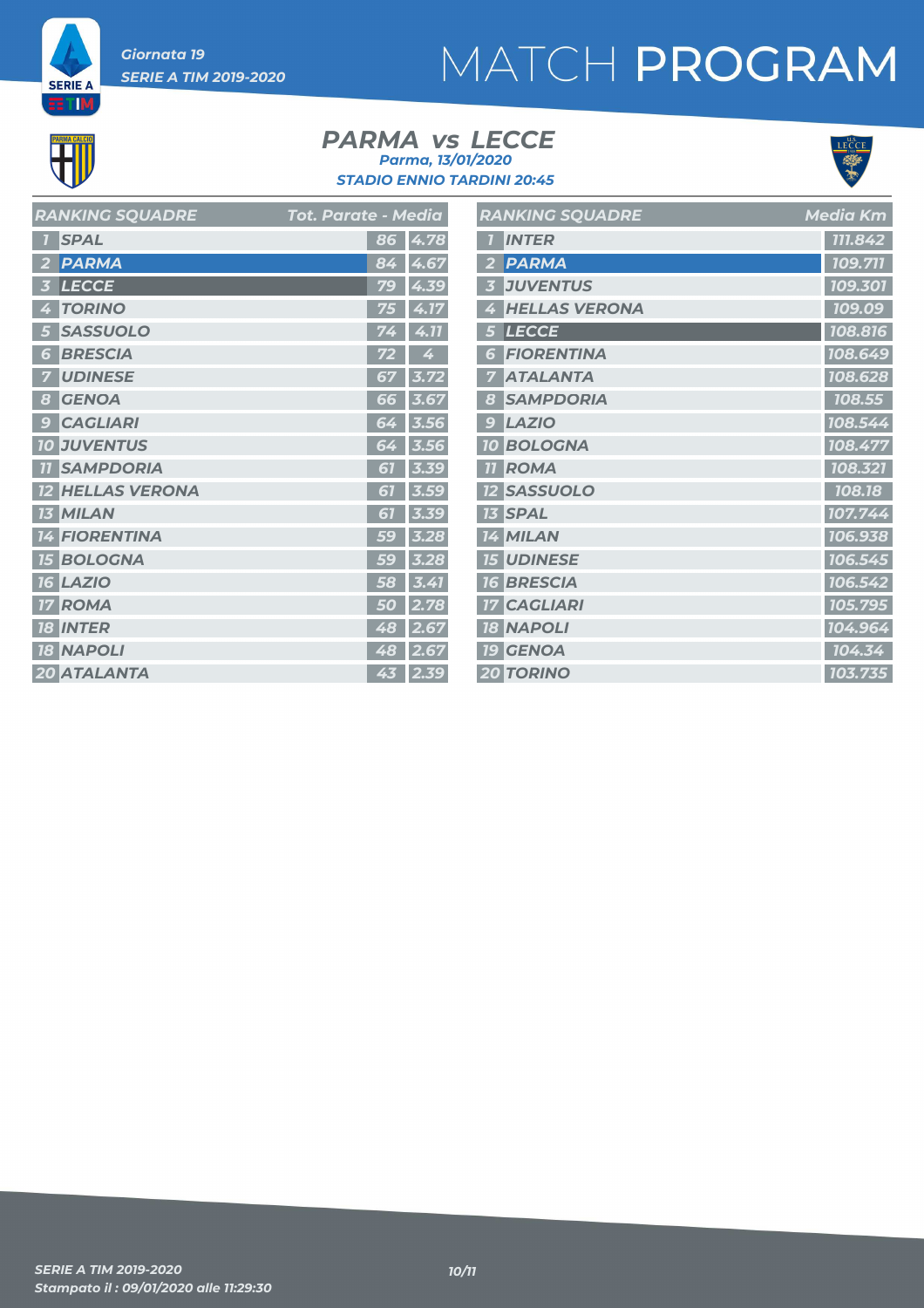Giornata 19

SERIE A TIM 2019-2020

# MATCH PROGRAM

## PARMA vs LECCE

Parma, 13/01/2020

STADIO ENNIO TARDINI 20:45

| | RANKING SQUADRE | Tot. Parate | Media |
|---|---|---|---|
| 1 | SPAL | 86 | 4.78 |
| 2 | PARMA | 84 | 4.67 |
| 3 | LECCE | 79 | 4.39 |
| 4 | TORINO | 75 | 4.17 |
| 5 | SASSUOLO | 74 | 4.11 |
| 6 | BRESCIA | 72 | 4 |
| 7 | UDINESE | 67 | 3.72 |
| 8 | GENOA | 66 | 3.67 |
| 9 | CAGLIARI | 64 | 3.56 |
| 10 | JUVENTUS | 64 | 3.56 |
| 11 | SAMPDORIA | 61 | 3.39 |
| 12 | HELLAS VERONA | 61 | 3.59 |
| 13 | MILAN | 61 | 3.39 |
| 14 | FIORENTINA | 59 | 3.28 |
| 15 | BOLOGNA | 59 | 3.28 |
| 16 | LAZIO | 58 | 3.41 |
| 17 | ROMA | 50 | 2.78 |
| 18 | INTER | 48 | 2.67 |
| 18 | NAPOLI | 48 | 2.67 |
| 20 | ATALANTA | 43 | 2.39 |

| | RANKING SQUADRE | Media Km |
|---|---|---|
| 1 | INTER | 111.842 |
| 2 | PARMA | 109.711 |
| 3 | JUVENTUS | 109.301 |
| 4 | HELLAS VERONA | 109.09 |
| 5 | LECCE | 108.816 |
| 6 | FIORENTINA | 108.649 |
| 7 | ATALANTA | 108.628 |
| 8 | SAMPDORIA | 108.55 |
| 9 | LAZIO | 108.544 |
| 10 | BOLOGNA | 108.477 |
| 11 | ROMA | 108.321 |
| 12 | SASSUOLO | 108.18 |
| 13 | SPAL | 107.744 |
| 14 | MILAN | 106.938 |
| 15 | UDINESE | 106.545 |
| 16 | BRESCIA | 106.542 |
| 17 | CAGLIARI | 105.795 |
| 18 | NAPOLI | 104.964 |
| 19 | GENOA | 104.34 |
| 20 | TORINO | 103.735 |

SERIE A TIM 2019-2020

Stampato il : 09/01/2020 alle 11:29:30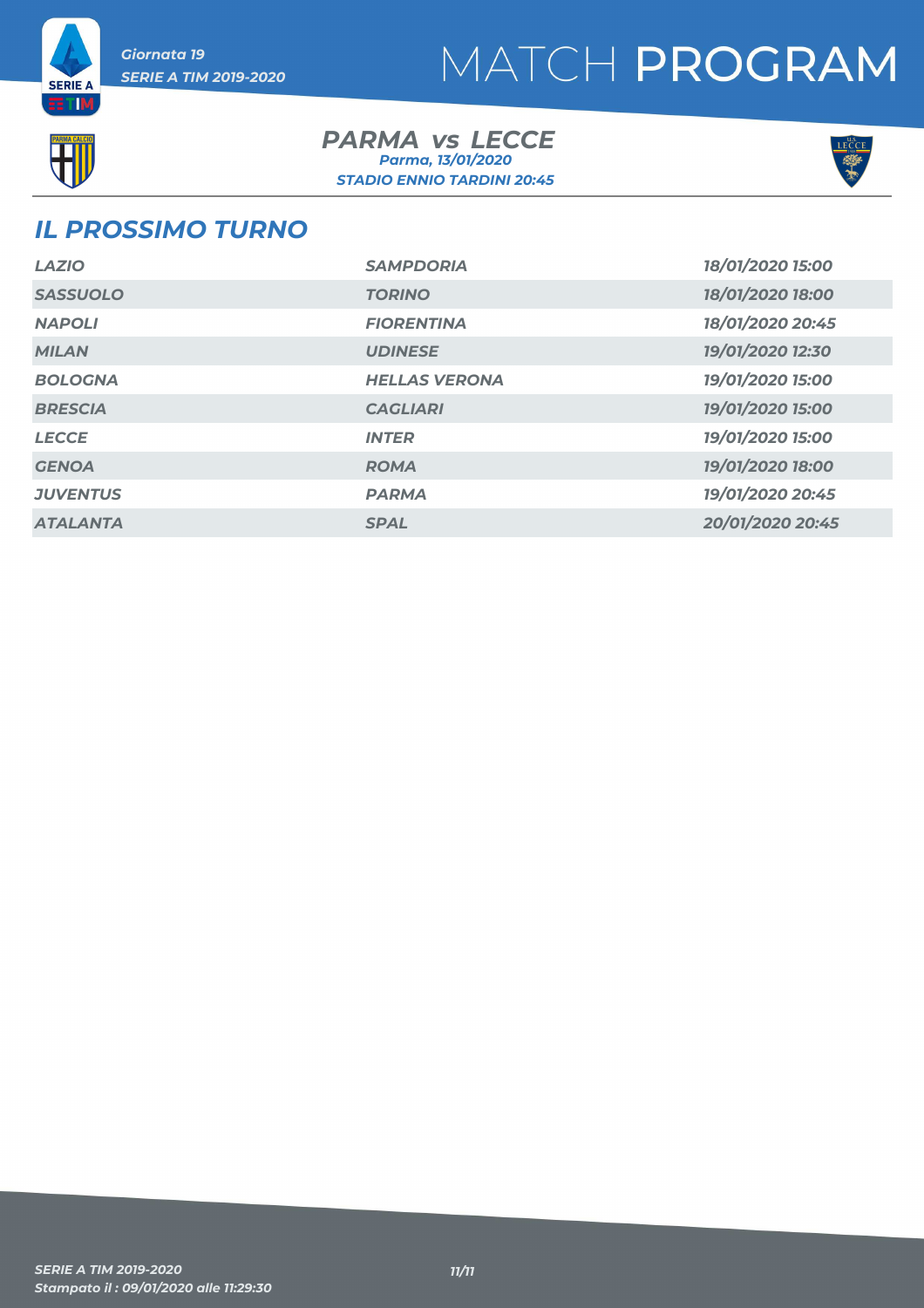Giornata 19

SERIE A TIM 2019-2020

# MATCH PROGRAM

## PARMA vs LECCE

Parma, 13/01/2020

STADIO ENNIO TARDINI 20:45

## IL PROSSIMO TURNO

| | | |
|---|---|---|
| LAZIO | SAMPDORIA | 18/01/2020 15:00 |
| SASSUOLO | TORINO | 18/01/2020 18:00 |
| NAPOLI | FIORENTINA | 18/01/2020 20:45 |
| MILAN | UDINESE | 19/01/2020 12:30 |
| BOLOGNA | HELLAS VERONA | 19/01/2020 15:00 |
| BRESCIA | CAGLIARI | 19/01/2020 15:00 |
| LECCE | INTER | 19/01/2020 15:00 |
| GENOA | ROMA | 19/01/2020 18:00 |
| JUVENTUS | PARMA | 19/01/2020 20:45 |
| ATALANTA | SPAL | 20/01/2020 20:45 |

SERIE A TIM 2019-2020

Stampato il : 09/01/2020 alle 11:29:30